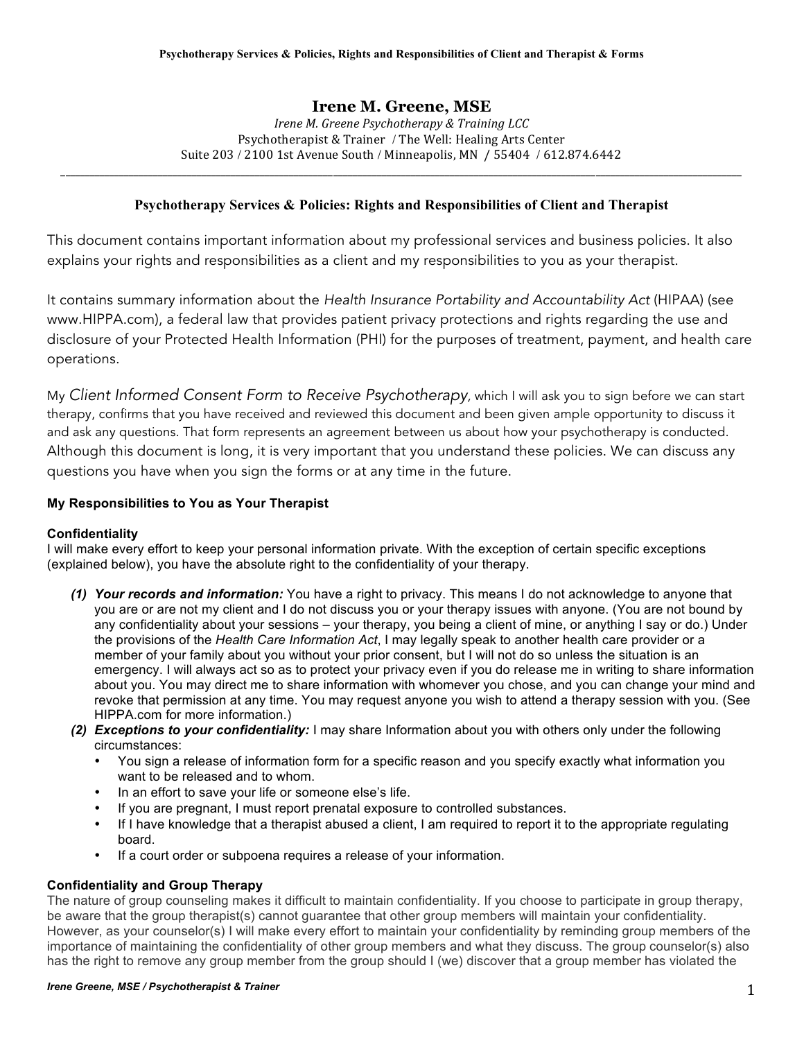# Irene M. Greene, MSE

*Irene M. Greene Psychotherapy & Training LCC*
Psychotherapist & Trainer / The Well: Healing Arts Center
Suite 203 / 2100 1st Avenue South / Minneapolis, MN / 55404 / 612.874.6442

---

## Psychotherapy Services & Policies: Rights and Responsibilities of Client and Therapist

This document contains important information about my professional services and business policies. It also explains your rights and responsibilities as a client and my responsibilities to you as your therapist.

It contains summary information about the *Health Insurance Portability and Accountability Act* (HIPAA) (see www.HIPPA.com), a federal law that provides patient privacy protections and rights regarding the use and disclosure of your Protected Health Information (PHI) for the purposes of treatment, payment, and health care operations.

My *Client Informed Consent Form to Receive Psychotherapy,* which I will ask you to sign before we can start therapy, confirms that you have received and reviewed this document and been given ample opportunity to discuss it and ask any questions. That form represents an agreement between us about how your psychotherapy is conducted. Although this document is long, it is very important that you understand these policies. We can discuss any questions you have when you sign the forms or at any time in the future.

### My Responsibilities to You as Your Therapist

#### Confidentiality

I will make every effort to keep your personal information private. With the exception of certain specific exceptions (explained below), you have the absolute right to the confidentiality of your therapy.

1. ***Your records and information:*** You have a right to privacy. This means I do not acknowledge to anyone that you are or are not my client and I do not discuss you or your therapy issues with anyone. (You are not bound by any confidentiality about your sessions – your therapy, you being a client of mine, or anything I say or do.) Under the provisions of the *Health Care Information Act*, I may legally speak to another health care provider or a member of your family about you without your prior consent, but I will not do so unless the situation is an emergency. I will always act so as to protect your privacy even if you do release me in writing to share information about you. You may direct me to share information with whomever you chose, and you can change your mind and revoke that permission at any time. You may request anyone you wish to attend a therapy session with you. (See HIPPA.com for more information.)
2. ***Exceptions to your confidentiality:*** I may share Information about you with others only under the following circumstances:
   - You sign a release of information form for a specific reason and you specify exactly what information you want to be released and to whom.
   - In an effort to save your life or someone else's life.
   - If you are pregnant, I must report prenatal exposure to controlled substances.
   - If I have knowledge that a therapist abused a client, I am required to report it to the appropriate regulating board.
   - If a court order or subpoena requires a release of your information.

#### Confidentiality and Group Therapy

The nature of group counseling makes it difficult to maintain confidentiality. If you choose to participate in group therapy, be aware that the group therapist(s) cannot guarantee that other group members will maintain your confidentiality. However, as your counselor(s) I will make every effort to maintain your confidentiality by reminding group members of the importance of maintaining the confidentiality of other group members and what they discuss. The group counselor(s) also has the right to remove any group member from the group should I (we) discover that a group member has violated the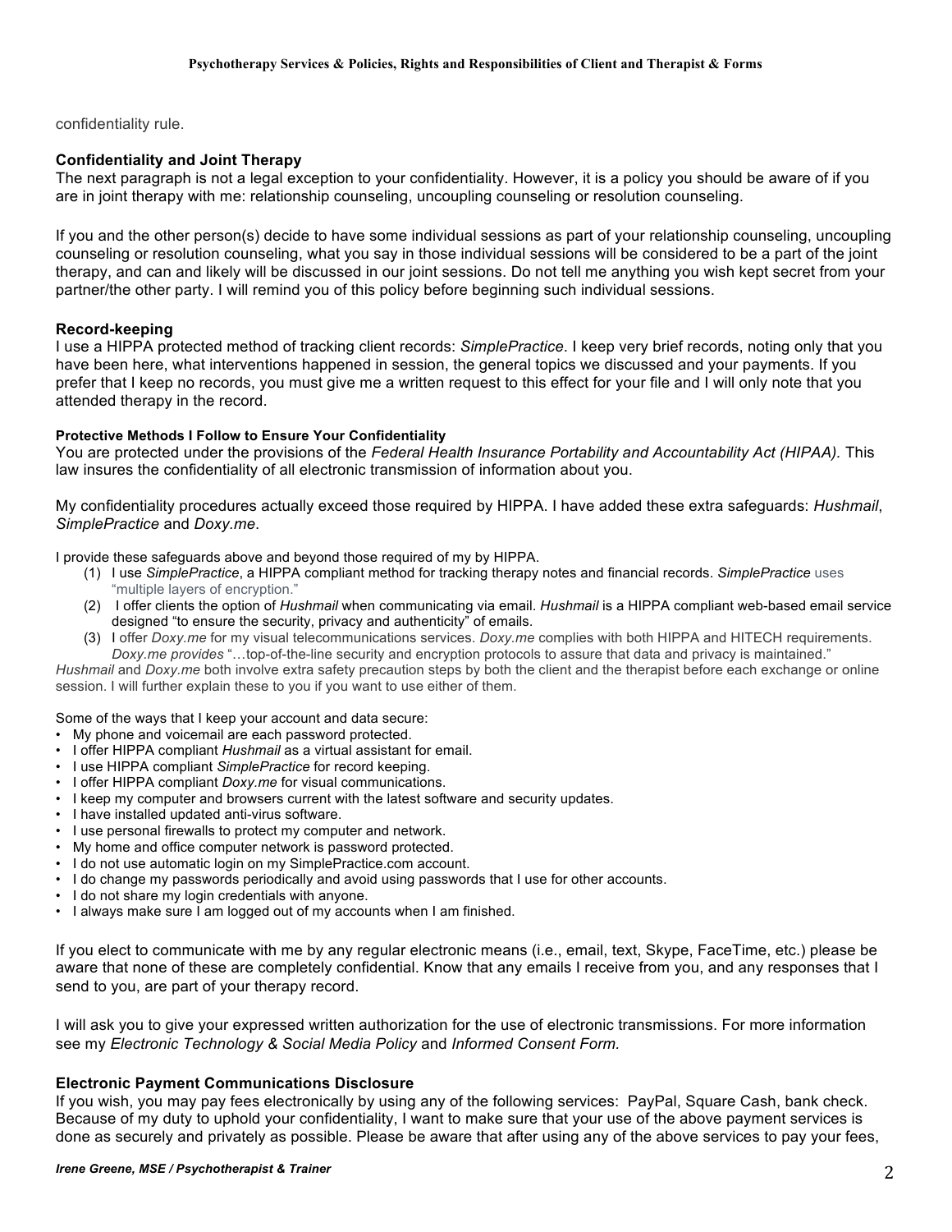confidentiality rule.

**Confidentiality and Joint Therapy**

The next paragraph is not a legal exception to your confidentiality. However, it is a policy you should be aware of if you are in joint therapy with me: relationship counseling, uncoupling counseling or resolution counseling.

If you and the other person(s) decide to have some individual sessions as part of your relationship counseling, uncoupling counseling or resolution counseling, what you say in those individual sessions will be considered to be a part of the joint therapy, and can and likely will be discussed in our joint sessions. Do not tell me anything you wish kept secret from your partner/the other party. I will remind you of this policy before beginning such individual sessions.

**Record-keeping**

I use a HIPPA protected method of tracking client records: *SimplePractice*. I keep very brief records, noting only that you have been here, what interventions happened in session, the general topics we discussed and your payments. If you prefer that I keep no records, you must give me a written request to this effect for your file and I will only note that you attended therapy in the record.

**Protective Methods I Follow to Ensure Your Confidentiality**

You are protected under the provisions of the *Federal Health Insurance Portability and Accountability Act (HIPAA).* This law insures the confidentiality of all electronic transmission of information about you.

My confidentiality procedures actually exceed those required by HIPPA. I have added these extra safeguards: *Hushmail*, *SimplePractice* and *Doxy.me*.

I provide these safeguards above and beyond those required of my by HIPPA.

(1) I use *SimplePractice*, a HIPPA compliant method for tracking therapy notes and financial records. *SimplePractice* uses "multiple layers of encryption."
(2) I offer clients the option of *Hushmail* when communicating via email. *Hushmail* is a HIPPA compliant web-based email service designed "to ensure the security, privacy and authenticity" of emails.
(3) I offer *Doxy.me* for my visual telecommunications services. *Doxy.me* complies with both HIPPA and HITECH requirements. *Doxy.me provides* "…top-of-the-line security and encryption protocols to assure that data and privacy is maintained."

*Hushmail* and *Doxy.me* both involve extra safety precaution steps by both the client and the therapist before each exchange or online session. I will further explain these to you if you want to use either of them.

Some of the ways that I keep your account and data secure:

- My phone and voicemail are each password protected.
- I offer HIPPA compliant *Hushmail* as a virtual assistant for email.
- I use HIPPA compliant *SimplePractice* for record keeping.
- I offer HIPPA compliant *Doxy.me* for visual communications.
- I keep my computer and browsers current with the latest software and security updates.
- I have installed updated anti-virus software.
- I use personal firewalls to protect my computer and network.
- My home and office computer network is password protected.
- I do not use automatic login on my SimplePractice.com account.
- I do change my passwords periodically and avoid using passwords that I use for other accounts.
- I do not share my login credentials with anyone.
- I always make sure I am logged out of my accounts when I am finished.

If you elect to communicate with me by any regular electronic means (i.e., email, text, Skype, FaceTime, etc.) please be aware that none of these are completely confidential. Know that any emails I receive from you, and any responses that I send to you, are part of your therapy record.

I will ask you to give your expressed written authorization for the use of electronic transmissions. For more information see my *Electronic Technology & Social Media Policy* and *Informed Consent Form.*

**Electronic Payment Communications Disclosure**

If you wish, you may pay fees electronically by using any of the following services: PayPal, Square Cash, bank check. Because of my duty to uphold your confidentiality, I want to make sure that your use of the above payment services is done as securely and privately as possible. Please be aware that after using any of the above services to pay your fees,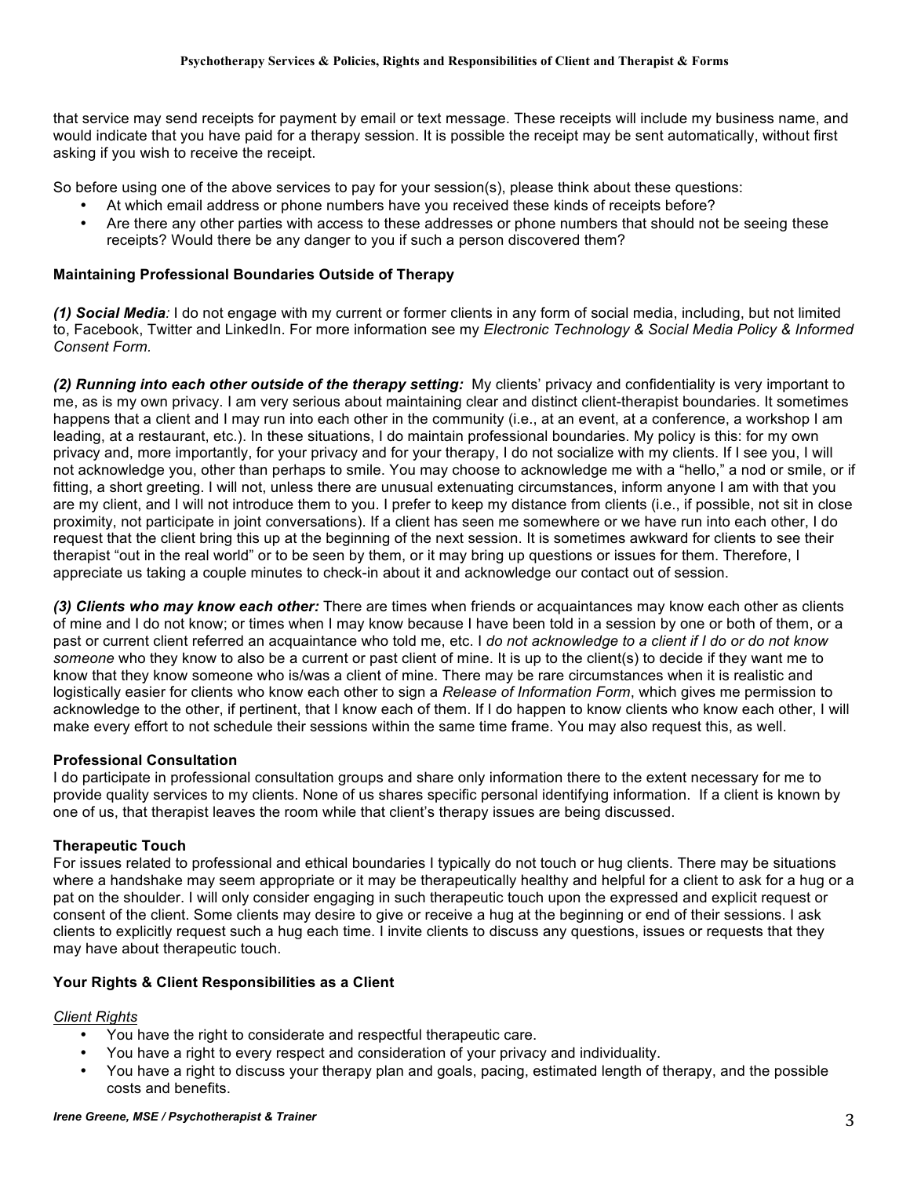that service may send receipts for payment by email or text message. These receipts will include my business name, and would indicate that you have paid for a therapy session. It is possible the receipt may be sent automatically, without first asking if you wish to receive the receipt.

So before using one of the above services to pay for your session(s), please think about these questions:

- At which email address or phone numbers have you received these kinds of receipts before?
- Are there any other parties with access to these addresses or phone numbers that should not be seeing these receipts? Would there be any danger to you if such a person discovered them?

**Maintaining Professional Boundaries Outside of Therapy**

***(1) Social Media**:* I do not engage with my current or former clients in any form of social media, including, but not limited to, Facebook, Twitter and LinkedIn. For more information see my *Electronic Technology & Social Media Policy & Informed Consent Form.*

***(2) Running into each other outside of the therapy setting:*** My clients' privacy and confidentiality is very important to me, as is my own privacy. I am very serious about maintaining clear and distinct client-therapist boundaries. It sometimes happens that a client and I may run into each other in the community (i.e., at an event, at a conference, a workshop I am leading, at a restaurant, etc.). In these situations, I do maintain professional boundaries. My policy is this: for my own privacy and, more importantly, for your privacy and for your therapy, I do not socialize with my clients. If I see you, I will not acknowledge you, other than perhaps to smile. You may choose to acknowledge me with a "hello," a nod or smile, or if fitting, a short greeting. I will not, unless there are unusual extenuating circumstances, inform anyone I am with that you are my client, and I will not introduce them to you. I prefer to keep my distance from clients (i.e., if possible, not sit in close proximity, not participate in joint conversations). If a client has seen me somewhere or we have run into each other, I do request that the client bring this up at the beginning of the next session. It is sometimes awkward for clients to see their therapist "out in the real world" or to be seen by them, or it may bring up questions or issues for them. Therefore, I appreciate us taking a couple minutes to check-in about it and acknowledge our contact out of session.

***(3) Clients who may know each other:*** There are times when friends or acquaintances may know each other as clients of mine and I do not know; or times when I may know because I have been told in a session by one or both of them, or a past or current client referred an acquaintance who told me, etc. I *do not acknowledge to a client if I do or do not know someone* who they know to also be a current or past client of mine. It is up to the client(s) to decide if they want me to know that they know someone who is/was a client of mine. There may be rare circumstances when it is realistic and logistically easier for clients who know each other to sign a *Release of Information Form*, which gives me permission to acknowledge to the other, if pertinent, that I know each of them. If I do happen to know clients who know each other, I will make every effort to not schedule their sessions within the same time frame. You may also request this, as well.

**Professional Consultation**

I do participate in professional consultation groups and share only information there to the extent necessary for me to provide quality services to my clients. None of us shares specific personal identifying information. If a client is known by one of us, that therapist leaves the room while that client's therapy issues are being discussed.

**Therapeutic Touch**

For issues related to professional and ethical boundaries I typically do not touch or hug clients. There may be situations where a handshake may seem appropriate or it may be therapeutically healthy and helpful for a client to ask for a hug or a pat on the shoulder. I will only consider engaging in such therapeutic touch upon the expressed and explicit request or consent of the client. Some clients may desire to give or receive a hug at the beginning or end of their sessions. I ask clients to explicitly request such a hug each time. I invite clients to discuss any questions, issues or requests that they may have about therapeutic touch.

**Your Rights & Client Responsibilities as a Client**

*Client Rights*

- You have the right to considerate and respectful therapeutic care.
- You have a right to every respect and consideration of your privacy and individuality.
- You have a right to discuss your therapy plan and goals, pacing, estimated length of therapy, and the possible costs and benefits.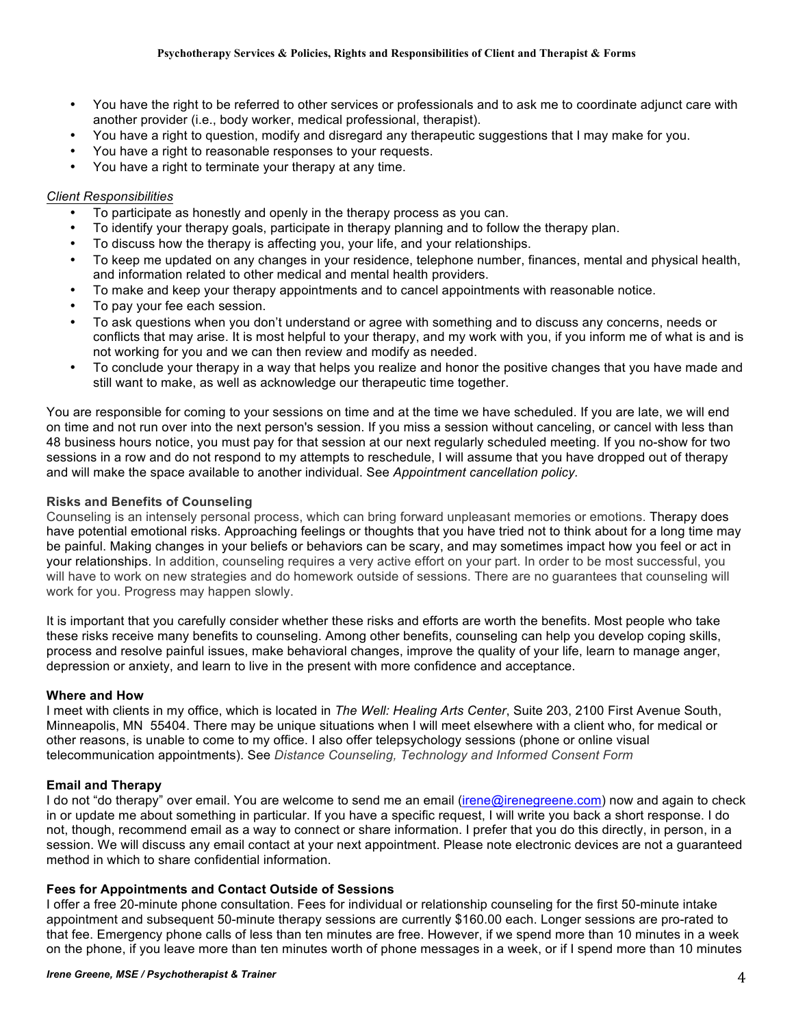- You have the right to be referred to other services or professionals and to ask me to coordinate adjunct care with another provider (i.e., body worker, medical professional, therapist).
- You have a right to question, modify and disregard any therapeutic suggestions that I may make for you.
- You have a right to reasonable responses to your requests.
- You have a right to terminate your therapy at any time.

*Client Responsibilities*

- To participate as honestly and openly in the therapy process as you can.
- To identify your therapy goals, participate in therapy planning and to follow the therapy plan.
- To discuss how the therapy is affecting you, your life, and your relationships.
- To keep me updated on any changes in your residence, telephone number, finances, mental and physical health, and information related to other medical and mental health providers.
- To make and keep your therapy appointments and to cancel appointments with reasonable notice.
- To pay your fee each session.
- To ask questions when you don't understand or agree with something and to discuss any concerns, needs or conflicts that may arise. It is most helpful to your therapy, and my work with you, if you inform me of what is and is not working for you and we can then review and modify as needed.
- To conclude your therapy in a way that helps you realize and honor the positive changes that you have made and still want to make, as well as acknowledge our therapeutic time together.

You are responsible for coming to your sessions on time and at the time we have scheduled. If you are late, we will end on time and not run over into the next person's session. If you miss a session without canceling, or cancel with less than 48 business hours notice, you must pay for that session at our next regularly scheduled meeting. If you no-show for two sessions in a row and do not respond to my attempts to reschedule, I will assume that you have dropped out of therapy and will make the space available to another individual. See *Appointment cancellation policy.*

**Risks and Benefits of Counseling**

Counseling is an intensely personal process, which can bring forward unpleasant memories or emotions. Therapy does have potential emotional risks. Approaching feelings or thoughts that you have tried not to think about for a long time may be painful. Making changes in your beliefs or behaviors can be scary, and may sometimes impact how you feel or act in your relationships. In addition, counseling requires a very active effort on your part. In order to be most successful, you will have to work on new strategies and do homework outside of sessions. There are no guarantees that counseling will work for you. Progress may happen slowly.

It is important that you carefully consider whether these risks and efforts are worth the benefits. Most people who take these risks receive many benefits to counseling. Among other benefits, counseling can help you develop coping skills, process and resolve painful issues, make behavioral changes, improve the quality of your life, learn to manage anger, depression or anxiety, and learn to live in the present with more confidence and acceptance.

**Where and How**

I meet with clients in my office, which is located in *The Well: Healing Arts Center*, Suite 203, 2100 First Avenue South, Minneapolis, MN 55404. There may be unique situations when I will meet elsewhere with a client who, for medical or other reasons, is unable to come to my office. I also offer telepsychology sessions (phone or online visual telecommunication appointments). See *Distance Counseling, Technology and Informed Consent Form*

**Email and Therapy**

I do not "do therapy" over email. You are welcome to send me an email (irene@irenegreene.com) now and again to check in or update me about something in particular. If you have a specific request, I will write you back a short response. I do not, though, recommend email as a way to connect or share information. I prefer that you do this directly, in person, in a session. We will discuss any email contact at your next appointment. Please note electronic devices are not a guaranteed method in which to share confidential information.

**Fees for Appointments and Contact Outside of Sessions**

I offer a free 20-minute phone consultation. Fees for individual or relationship counseling for the first 50-minute intake appointment and subsequent 50-minute therapy sessions are currently $160.00 each. Longer sessions are pro-rated to that fee. Emergency phone calls of less than ten minutes are free. However, if we spend more than 10 minutes in a week on the phone, if you leave more than ten minutes worth of phone messages in a week, or if I spend more than 10 minutes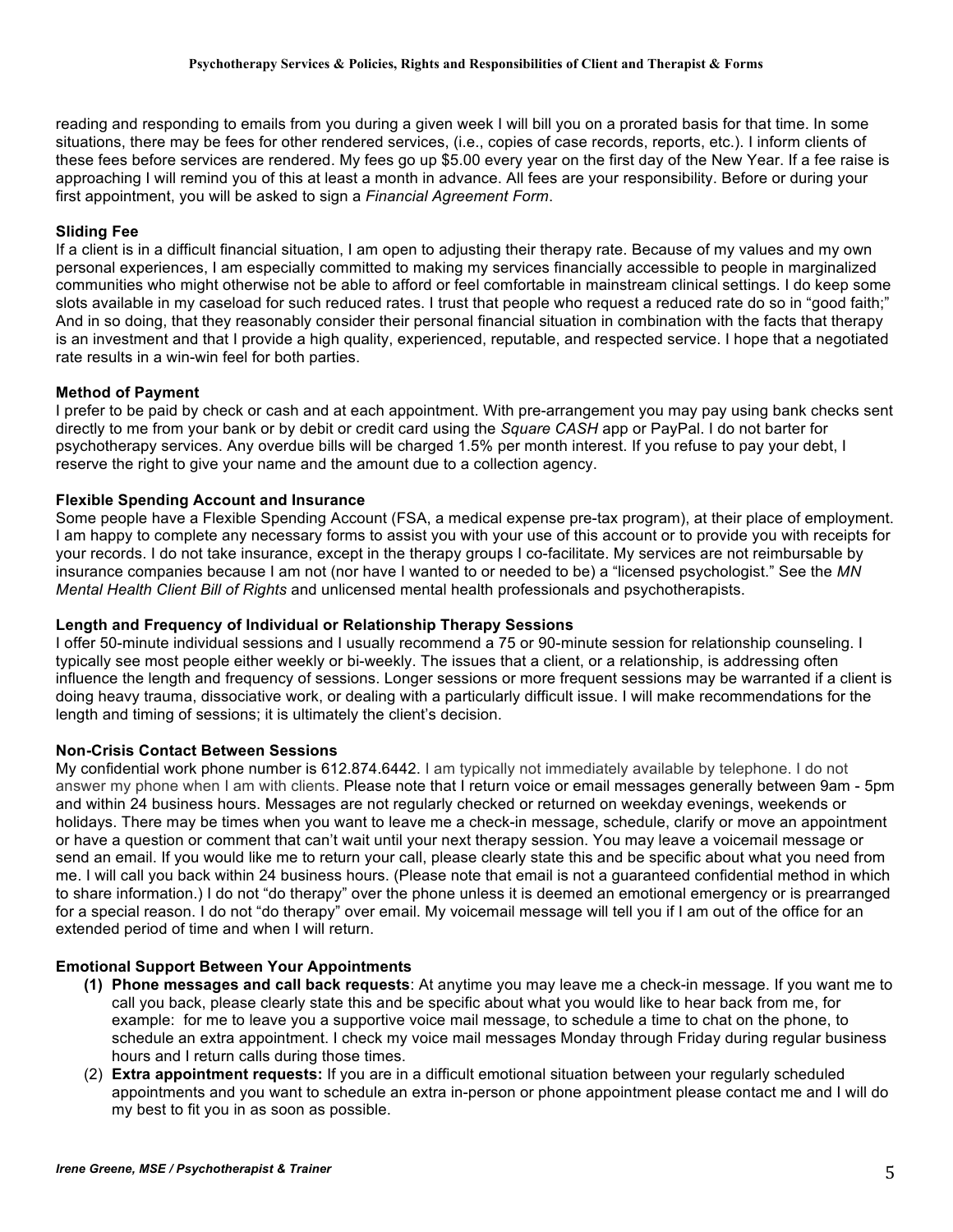reading and responding to emails from you during a given week I will bill you on a prorated basis for that time. In some situations, there may be fees for other rendered services, (i.e., copies of case records, reports, etc.). I inform clients of these fees before services are rendered. My fees go up $5.00 every year on the first day of the New Year. If a fee raise is approaching I will remind you of this at least a month in advance. All fees are your responsibility. Before or during your first appointment, you will be asked to sign a *Financial Agreement Form*.

**Sliding Fee**

If a client is in a difficult financial situation, I am open to adjusting their therapy rate. Because of my values and my own personal experiences, I am especially committed to making my services financially accessible to people in marginalized communities who might otherwise not be able to afford or feel comfortable in mainstream clinical settings. I do keep some slots available in my caseload for such reduced rates. I trust that people who request a reduced rate do so in "good faith;" And in so doing, that they reasonably consider their personal financial situation in combination with the facts that therapy is an investment and that I provide a high quality, experienced, reputable, and respected service. I hope that a negotiated rate results in a win-win feel for both parties.

**Method of Payment**

I prefer to be paid by check or cash and at each appointment. With pre-arrangement you may pay using bank checks sent directly to me from your bank or by debit or credit card using the *Square CASH* app or PayPal. I do not barter for psychotherapy services. Any overdue bills will be charged 1.5% per month interest. If you refuse to pay your debt, I reserve the right to give your name and the amount due to a collection agency.

**Flexible Spending Account and Insurance**

Some people have a Flexible Spending Account (FSA, a medical expense pre-tax program), at their place of employment. I am happy to complete any necessary forms to assist you with your use of this account or to provide you with receipts for your records. I do not take insurance, except in the therapy groups I co-facilitate. My services are not reimbursable by insurance companies because I am not (nor have I wanted to or needed to be) a "licensed psychologist." See the *MN Mental Health Client Bill of Rights* and unlicensed mental health professionals and psychotherapists.

**Length and Frequency of Individual or Relationship Therapy Sessions**

I offer 50-minute individual sessions and I usually recommend a 75 or 90-minute session for relationship counseling. I typically see most people either weekly or bi-weekly. The issues that a client, or a relationship, is addressing often influence the length and frequency of sessions. Longer sessions or more frequent sessions may be warranted if a client is doing heavy trauma, dissociative work, or dealing with a particularly difficult issue. I will make recommendations for the length and timing of sessions; it is ultimately the client's decision.

**Non-Crisis Contact Between Sessions**

My confidential work phone number is 612.874.6442. I am typically not immediately available by telephone. I do not answer my phone when I am with clients. Please note that I return voice or email messages generally between 9am - 5pm and within 24 business hours. Messages are not regularly checked or returned on weekday evenings, weekends or holidays. There may be times when you want to leave me a check-in message, schedule, clarify or move an appointment or have a question or comment that can't wait until your next therapy session. You may leave a voicemail message or send an email. If you would like me to return your call, please clearly state this and be specific about what you need from me. I will call you back within 24 business hours. (Please note that email is not a guaranteed confidential method in which to share information.) I do not "do therapy" over the phone unless it is deemed an emotional emergency or is prearranged for a special reason. I do not "do therapy" over email. My voicemail message will tell you if I am out of the office for an extended period of time and when I will return.

**Emotional Support Between Your Appointments**

1. **Phone messages and call back requests**: At anytime you may leave me a check-in message. If you want me to call you back, please clearly state this and be specific about what you would like to hear back from me, for example: for me to leave you a supportive voice mail message, to schedule a time to chat on the phone, to schedule an extra appointment. I check my voice mail messages Monday through Friday during regular business hours and I return calls during those times.
2. **Extra appointment requests:** If you are in a difficult emotional situation between your regularly scheduled appointments and you want to schedule an extra in-person or phone appointment please contact me and I will do my best to fit you in as soon as possible.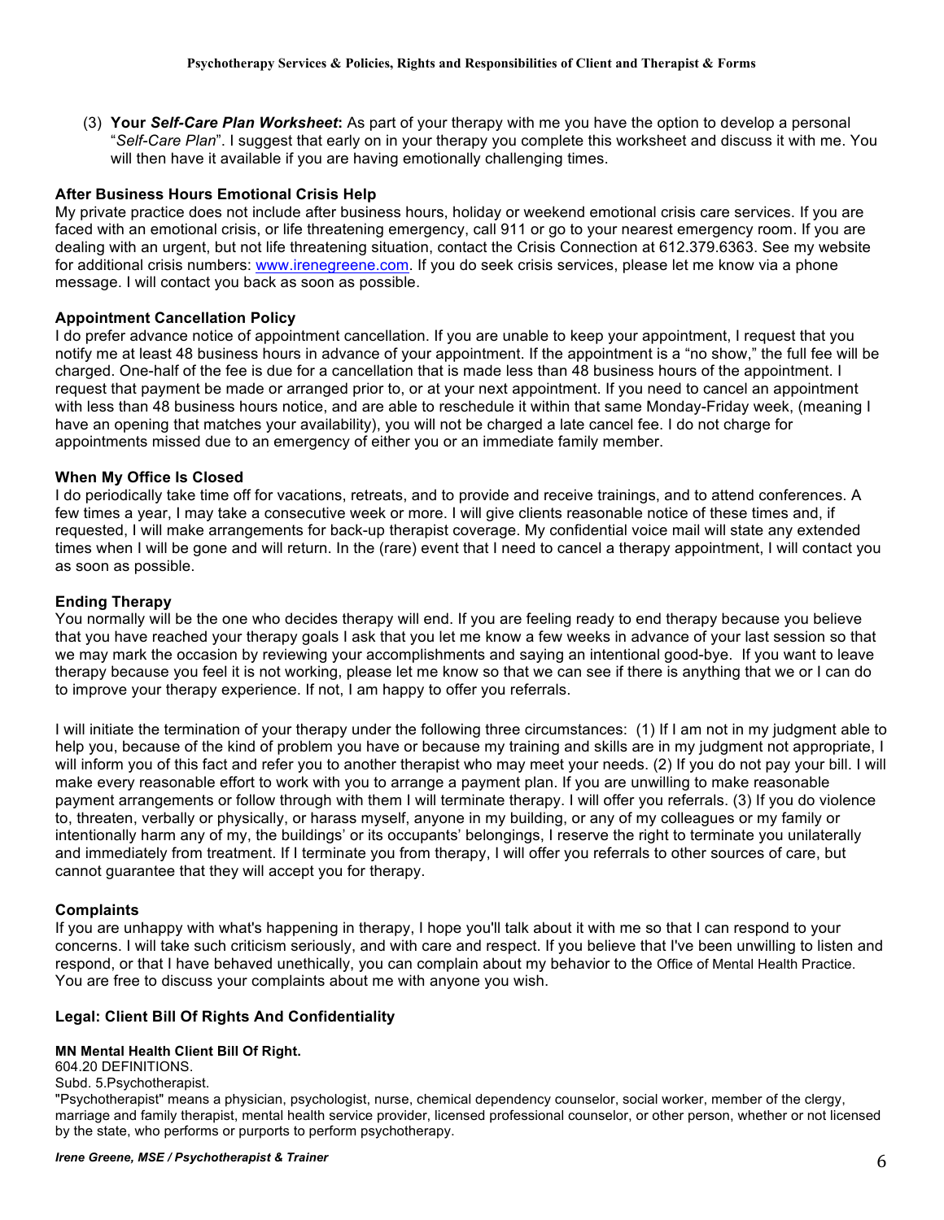(3) **Your *Self-Care Plan Worksheet*:** As part of your therapy with me you have the option to develop a personal "*Self-Care Plan*". I suggest that early on in your therapy you complete this worksheet and discuss it with me. You will then have it available if you are having emotionally challenging times.

**After Business Hours Emotional Crisis Help**

My private practice does not include after business hours, holiday or weekend emotional crisis care services. If you are faced with an emotional crisis, or life threatening emergency, call 911 or go to your nearest emergency room. If you are dealing with an urgent, but not life threatening situation, contact the Crisis Connection at 612.379.6363. See my website for additional crisis numbers: [www.irenegreene.com](http://www.irenegreene.com). If you do seek crisis services, please let me know via a phone message. I will contact you back as soon as possible.

**Appointment Cancellation Policy**

I do prefer advance notice of appointment cancellation. If you are unable to keep your appointment, I request that you notify me at least 48 business hours in advance of your appointment. If the appointment is a "no show," the full fee will be charged. One-half of the fee is due for a cancellation that is made less than 48 business hours of the appointment. I request that payment be made or arranged prior to, or at your next appointment. If you need to cancel an appointment with less than 48 business hours notice, and are able to reschedule it within that same Monday-Friday week, (meaning I have an opening that matches your availability), you will not be charged a late cancel fee. I do not charge for appointments missed due to an emergency of either you or an immediate family member.

**When My Office Is Closed**

I do periodically take time off for vacations, retreats, and to provide and receive trainings, and to attend conferences. A few times a year, I may take a consecutive week or more. I will give clients reasonable notice of these times and, if requested, I will make arrangements for back-up therapist coverage. My confidential voice mail will state any extended times when I will be gone and will return. In the (rare) event that I need to cancel a therapy appointment, I will contact you as soon as possible.

**Ending Therapy**

You normally will be the one who decides therapy will end. If you are feeling ready to end therapy because you believe that you have reached your therapy goals I ask that you let me know a few weeks in advance of your last session so that we may mark the occasion by reviewing your accomplishments and saying an intentional good-bye. If you want to leave therapy because you feel it is not working, please let me know so that we can see if there is anything that we or I can do to improve your therapy experience. If not, I am happy to offer you referrals.

I will initiate the termination of your therapy under the following three circumstances: (1) If I am not in my judgment able to help you, because of the kind of problem you have or because my training and skills are in my judgment not appropriate, I will inform you of this fact and refer you to another therapist who may meet your needs. (2) If you do not pay your bill. I will make every reasonable effort to work with you to arrange a payment plan. If you are unwilling to make reasonable payment arrangements or follow through with them I will terminate therapy. I will offer you referrals. (3) If you do violence to, threaten, verbally or physically, or harass myself, anyone in my building, or any of my colleagues or my family or intentionally harm any of my, the buildings' or its occupants' belongings, I reserve the right to terminate you unilaterally and immediately from treatment. If I terminate you from therapy, I will offer you referrals to other sources of care, but cannot guarantee that they will accept you for therapy.

**Complaints**

If you are unhappy with what's happening in therapy, I hope you'll talk about it with me so that I can respond to your concerns. I will take such criticism seriously, and with care and respect. If you believe that I've been unwilling to listen and respond, or that I have behaved unethically, you can complain about my behavior to the Office of Mental Health Practice. You are free to discuss your complaints about me with anyone you wish.

**Legal: Client Bill Of Rights And Confidentiality**

**MN Mental Health Client Bill Of Right.**

604.20 DEFINITIONS.

Subd. 5.Psychotherapist.

"Psychotherapist" means a physician, psychologist, nurse, chemical dependency counselor, social worker, member of the clergy, marriage and family therapist, mental health service provider, licensed professional counselor, or other person, whether or not licensed by the state, who performs or purports to perform psychotherapy.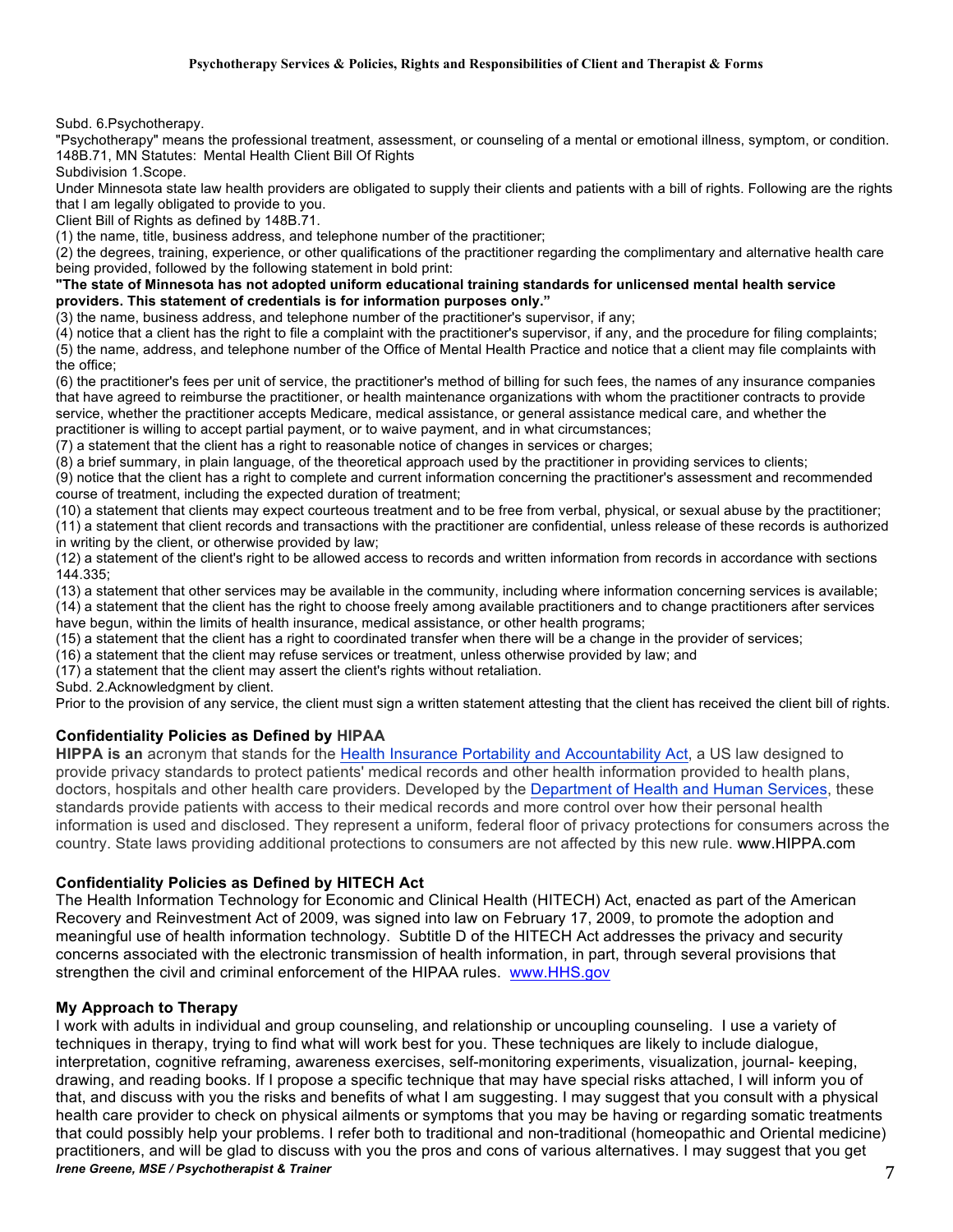Subd. 6.Psychotherapy.

"Psychotherapy" means the professional treatment, assessment, or counseling of a mental or emotional illness, symptom, or condition.
148B.71, MN Statutes: Mental Health Client Bill Of Rights

Subdivision 1.Scope.

Under Minnesota state law health providers are obligated to supply their clients and patients with a bill of rights. Following are the rights that I am legally obligated to provide to you.

Client Bill of Rights as defined by 148B.71.

(1) the name, title, business address, and telephone number of the practitioner;
(2) the degrees, training, experience, or other qualifications of the practitioner regarding the complimentary and alternative health care being provided, followed by the following statement in bold print:
**"The state of Minnesota has not adopted uniform educational training standards for unlicensed mental health service providers. This statement of credentials is for information purposes only."**
(3) the name, business address, and telephone number of the practitioner's supervisor, if any;
(4) notice that a client has the right to file a complaint with the practitioner's supervisor, if any, and the procedure for filing complaints;
(5) the name, address, and telephone number of the Office of Mental Health Practice and notice that a client may file complaints with the office;
(6) the practitioner's fees per unit of service, the practitioner's method of billing for such fees, the names of any insurance companies that have agreed to reimburse the practitioner, or health maintenance organizations with whom the practitioner contracts to provide service, whether the practitioner accepts Medicare, medical assistance, or general assistance medical care, and whether the practitioner is willing to accept partial payment, or to waive payment, and in what circumstances;
(7) a statement that the client has a right to reasonable notice of changes in services or charges;
(8) a brief summary, in plain language, of the theoretical approach used by the practitioner in providing services to clients;
(9) notice that the client has a right to complete and current information concerning the practitioner's assessment and recommended course of treatment, including the expected duration of treatment;
(10) a statement that clients may expect courteous treatment and to be free from verbal, physical, or sexual abuse by the practitioner;
(11) a statement that client records and transactions with the practitioner are confidential, unless release of these records is authorized in writing by the client, or otherwise provided by law;
(12) a statement of the client's right to be allowed access to records and written information from records in accordance with sections 144.335;
(13) a statement that other services may be available in the community, including where information concerning services is available;
(14) a statement that the client has the right to choose freely among available practitioners and to change practitioners after services have begun, within the limits of health insurance, medical assistance, or other health programs;
(15) a statement that the client has a right to coordinated transfer when there will be a change in the provider of services;
(16) a statement that the client may refuse services or treatment, unless otherwise provided by law; and
(17) a statement that the client may assert the client's rights without retaliation.

Subd. 2.Acknowledgment by client.

Prior to the provision of any service, the client must sign a written statement attesting that the client has received the client bill of rights.

### Confidentiality Policies as Defined by HIPAA

**HIPPA is an** acronym that stands for the Health Insurance Portability and Accountability Act, a US law designed to provide privacy standards to protect patients' medical records and other health information provided to health plans, doctors, hospitals and other health care providers. Developed by the Department of Health and Human Services, these standards provide patients with access to their medical records and more control over how their personal health information is used and disclosed. They represent a uniform, federal floor of privacy protections for consumers across the country. State laws providing additional protections to consumers are not affected by this new rule. www.HIPPA.com

### Confidentiality Policies as Defined by HITECH Act

The Health Information Technology for Economic and Clinical Health (HITECH) Act, enacted as part of the American Recovery and Reinvestment Act of 2009, was signed into law on February 17, 2009, to promote the adoption and meaningful use of health information technology. Subtitle D of the HITECH Act addresses the privacy and security concerns associated with the electronic transmission of health information, in part, through several provisions that strengthen the civil and criminal enforcement of the HIPAA rules. www.HHS.gov

### My Approach to Therapy

I work with adults in individual and group counseling, and relationship or uncoupling counseling. I use a variety of techniques in therapy, trying to find what will work best for you. These techniques are likely to include dialogue, interpretation, cognitive reframing, awareness exercises, self-monitoring experiments, visualization, journal- keeping, drawing, and reading books. If I propose a specific technique that may have special risks attached, I will inform you of that, and discuss with you the risks and benefits of what I am suggesting. I may suggest that you consult with a physical health care provider to check on physical ailments or symptoms that you may be having or regarding somatic treatments that could possibly help your problems. I refer both to traditional and non-traditional (homeopathic and Oriental medicine) practitioners, and will be glad to discuss with you the pros and cons of various alternatives. I may suggest that you get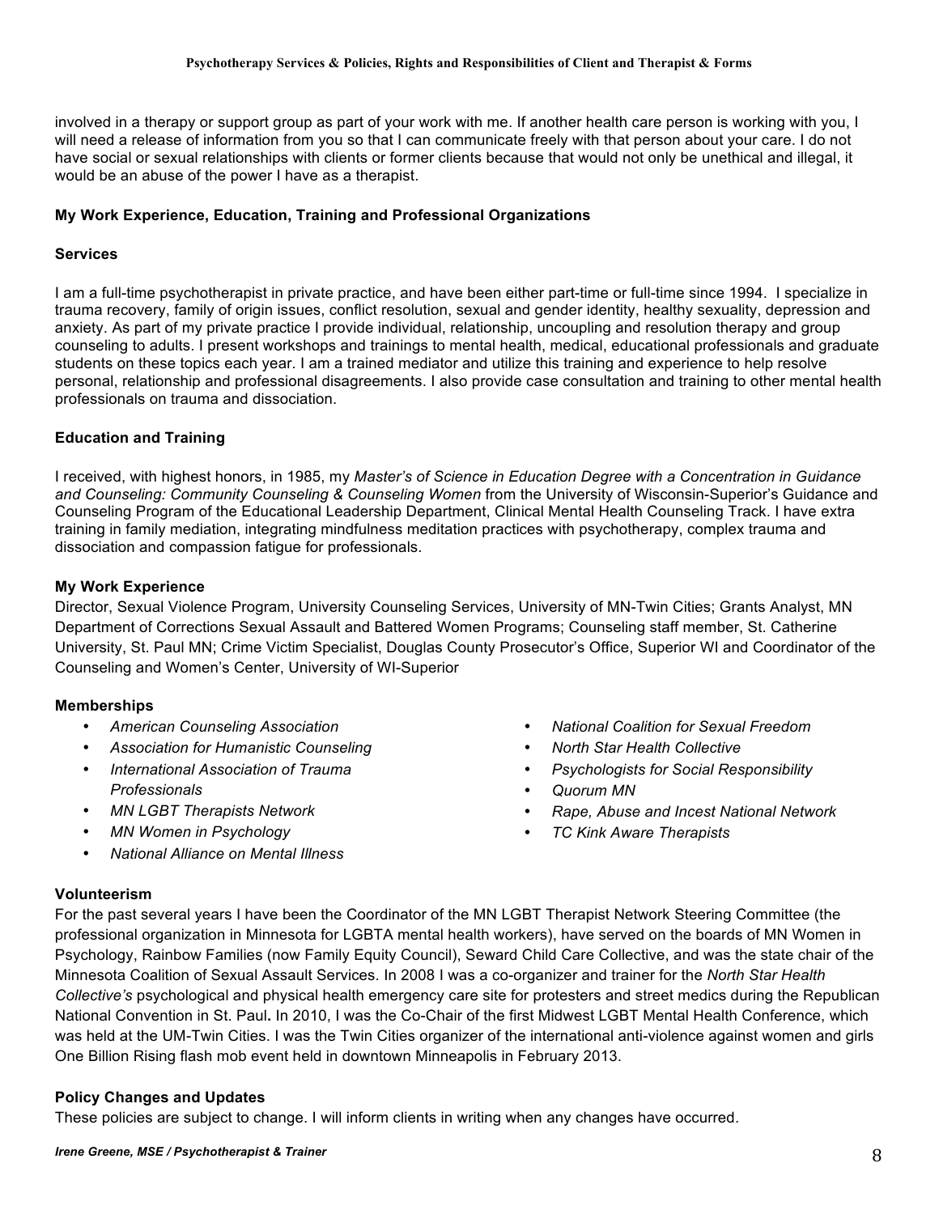involved in a therapy or support group as part of your work with me. If another health care person is working with you, I will need a release of information from you so that I can communicate freely with that person about your care. I do not have social or sexual relationships with clients or former clients because that would not only be unethical and illegal, it would be an abuse of the power I have as a therapist.

## My Work Experience, Education, Training and Professional Organizations

### Services

I am a full-time psychotherapist in private practice, and have been either part-time or full-time since 1994. I specialize in trauma recovery, family of origin issues, conflict resolution, sexual and gender identity, healthy sexuality, depression and anxiety. As part of my private practice I provide individual, relationship, uncoupling and resolution therapy and group counseling to adults. I present workshops and trainings to mental health, medical, educational professionals and graduate students on these topics each year. I am a trained mediator and utilize this training and experience to help resolve personal, relationship and professional disagreements. I also provide case consultation and training to other mental health professionals on trauma and dissociation.

### Education and Training

I received, with highest honors, in 1985, my *Master's of Science in Education Degree with a Concentration in Guidance and Counseling: Community Counseling & Counseling Women* from the University of Wisconsin-Superior's Guidance and Counseling Program of the Educational Leadership Department, Clinical Mental Health Counseling Track. I have extra training in family mediation, integrating mindfulness meditation practices with psychotherapy, complex trauma and dissociation and compassion fatigue for professionals.

### My Work Experience

Director, Sexual Violence Program, University Counseling Services, University of MN-Twin Cities; Grants Analyst, MN Department of Corrections Sexual Assault and Battered Women Programs; Counseling staff member, St. Catherine University, St. Paul MN; Crime Victim Specialist, Douglas County Prosecutor's Office, Superior WI and Coordinator of the Counseling and Women's Center, University of WI-Superior

### Memberships

- *American Counseling Association*
- *Association for Humanistic Counseling*
- *International Association of Trauma Professionals*
- *MN LGBT Therapists Network*
- *MN Women in Psychology*
- *National Alliance on Mental Illness*
- *National Coalition for Sexual Freedom*
- *North Star Health Collective*
- *Psychologists for Social Responsibility*
- *Quorum MN*
- *Rape, Abuse and Incest National Network*
- *TC Kink Aware Therapists*

### Volunteerism

For the past several years I have been the Coordinator of the MN LGBT Therapist Network Steering Committee (the professional organization in Minnesota for LGBTA mental health workers), have served on the boards of MN Women in Psychology, Rainbow Families (now Family Equity Council), Seward Child Care Collective, and was the state chair of the Minnesota Coalition of Sexual Assault Services. In 2008 I was a co-organizer and trainer for the *North Star Health Collective's* psychological and physical health emergency care site for protesters and street medics during the Republican National Convention in St. Paul. In 2010, I was the Co-Chair of the first Midwest LGBT Mental Health Conference, which was held at the UM-Twin Cities. I was the Twin Cities organizer of the international anti-violence against women and girls One Billion Rising flash mob event held in downtown Minneapolis in February 2013.

### Policy Changes and Updates

These policies are subject to change. I will inform clients in writing when any changes have occurred.